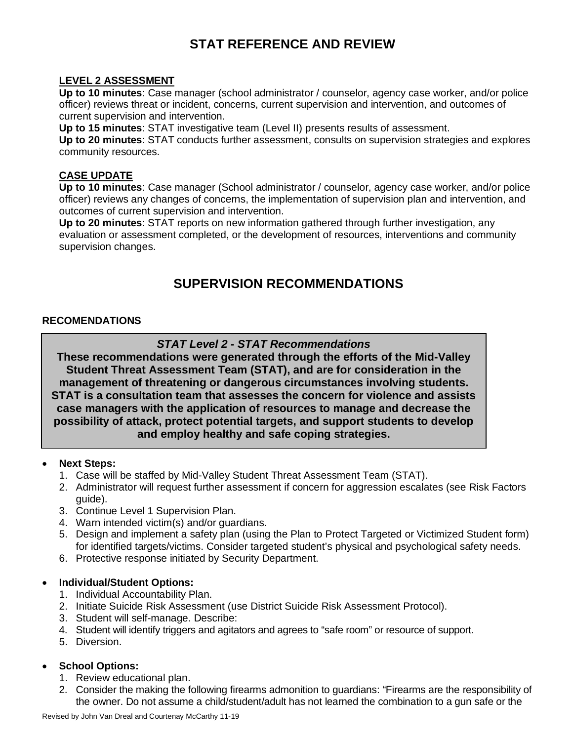# STAT REFERENCE AND REVIEW

**LEVEL 2 ASSESSMENT**

**Up to 10 minutes**: Case manager (school administrator / counselor, agency case worker, and/or police officer) reviews threat or incident, concerns, current supervision and intervention, and outcomes of current supervision and intervention.

**Up to 15 minutes**: STAT investigative team (Level II) presents results of assessment.

**Up to 20 minutes**: STAT conducts further assessment, consults on supervision strategies and explores community resources.

**CASE UPDATE**

**Up to 10 minutes**: Case manager (School administrator / counselor, agency case worker, and/or police officer) reviews any changes of concerns, the implementation of supervision plan and intervention, and outcomes of current supervision and intervention.

**Up to 20 minutes**: STAT reports on new information gathered through further investigation, any evaluation or assessment completed, or the development of resources, interventions and community supervision changes.

# SUPERVISION RECOMMENDATIONS

**RECOMENDATIONS**

***STAT Level 2 - STAT Recommendations***

**These recommendations were generated through the efforts of the Mid-Valley Student Threat Assessment Team (STAT), and are for consideration in the management of threatening or dangerous circumstances involving students. STAT is a consultation team that assesses the concern for violence and assists case managers with the application of resources to manage and decrease the possibility of attack, protect potential targets, and support students to develop and employ healthy and safe coping strategies.**

- **Next Steps:**
  1. Case will be staffed by Mid-Valley Student Threat Assessment Team (STAT).
  2. Administrator will request further assessment if concern for aggression escalates (see Risk Factors guide).
  3. Continue Level 1 Supervision Plan.
  4. Warn intended victim(s) and/or guardians.
  5. Design and implement a safety plan (using the Plan to Protect Targeted or Victimized Student form) for identified targets/victims. Consider targeted student's physical and psychological safety needs.
  6. Protective response initiated by Security Department.

- **Individual/Student Options:**
  1. Individual Accountability Plan.
  2. Initiate Suicide Risk Assessment (use District Suicide Risk Assessment Protocol).
  3. Student will self-manage. Describe:
  4. Student will identify triggers and agitators and agrees to "safe room" or resource of support.
  5. Diversion.

- **School Options:**
  1. Review educational plan.
  2. Consider the making the following firearms admonition to guardians: "Firearms are the responsibility of the owner. Do not assume a child/student/adult has not learned the combination to a gun safe or the

Revised by John Van Dreal and Courtenay McCarthy 11-19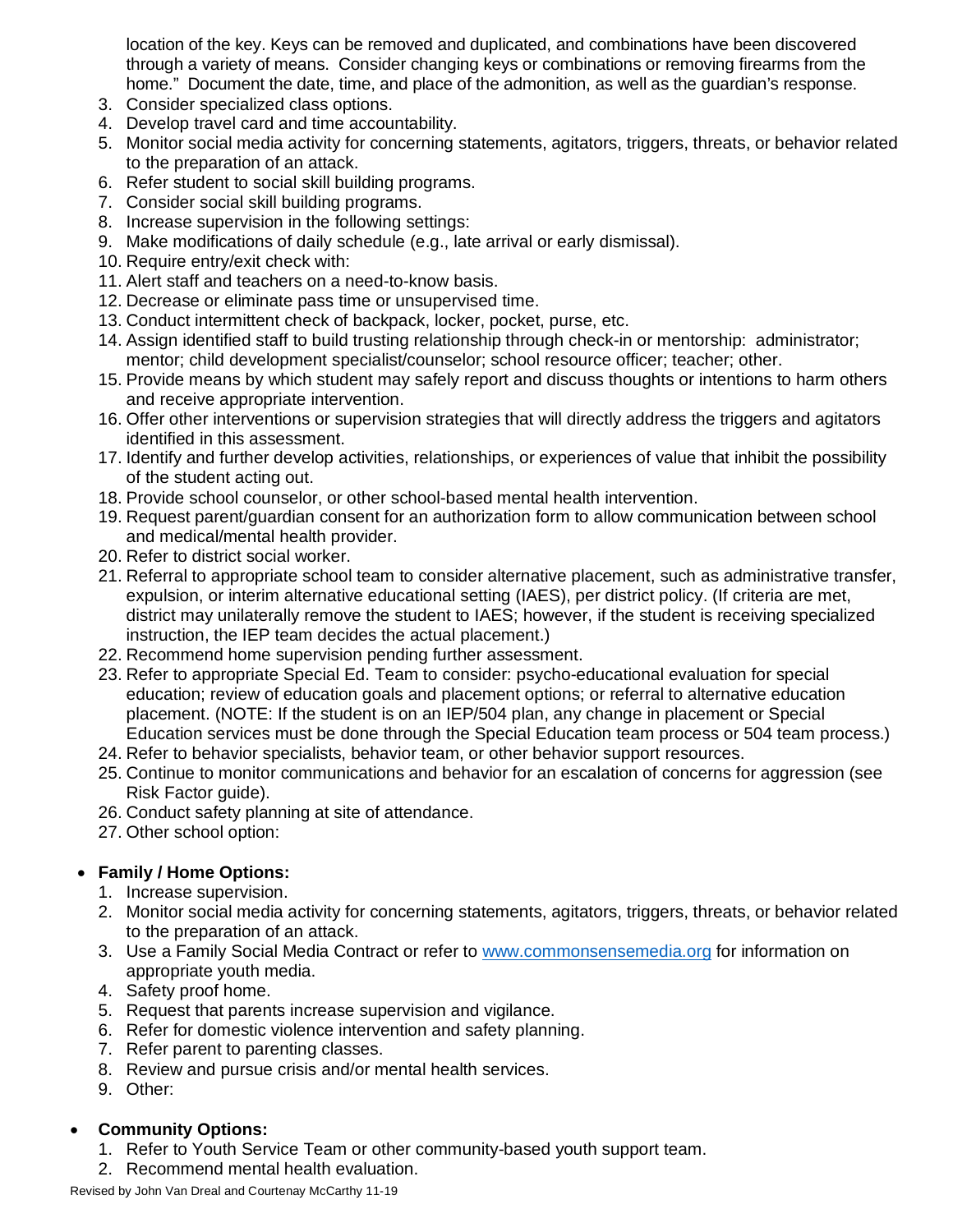location of the key. Keys can be removed and duplicated, and combinations have been discovered through a variety of means. Consider changing keys or combinations or removing firearms from the home." Document the date, time, and place of the admonition, as well as the guardian's response.

3. Consider specialized class options.
4. Develop travel card and time accountability.
5. Monitor social media activity for concerning statements, agitators, triggers, threats, or behavior related to the preparation of an attack.
6. Refer student to social skill building programs.
7. Consider social skill building programs.
8. Increase supervision in the following settings:
9. Make modifications of daily schedule (e.g., late arrival or early dismissal).
10. Require entry/exit check with:
11. Alert staff and teachers on a need-to-know basis.
12. Decrease or eliminate pass time or unsupervised time.
13. Conduct intermittent check of backpack, locker, pocket, purse, etc.
14. Assign identified staff to build trusting relationship through check-in or mentorship: administrator; mentor; child development specialist/counselor; school resource officer; teacher; other.
15. Provide means by which student may safely report and discuss thoughts or intentions to harm others and receive appropriate intervention.
16. Offer other interventions or supervision strategies that will directly address the triggers and agitators identified in this assessment.
17. Identify and further develop activities, relationships, or experiences of value that inhibit the possibility of the student acting out.
18. Provide school counselor, or other school-based mental health intervention.
19. Request parent/guardian consent for an authorization form to allow communication between school and medical/mental health provider.
20. Refer to district social worker.
21. Referral to appropriate school team to consider alternative placement, such as administrative transfer, expulsion, or interim alternative educational setting (IAES), per district policy. (If criteria are met, district may unilaterally remove the student to IAES; however, if the student is receiving specialized instruction, the IEP team decides the actual placement.)
22. Recommend home supervision pending further assessment.
23. Refer to appropriate Special Ed. Team to consider: psycho-educational evaluation for special education; review of education goals and placement options; or referral to alternative education placement. (NOTE: If the student is on an IEP/504 plan, any change in placement or Special Education services must be done through the Special Education team process or 504 team process.)
24. Refer to behavior specialists, behavior team, or other behavior support resources.
25. Continue to monitor communications and behavior for an escalation of concerns for aggression (see Risk Factor guide).
26. Conduct safety planning at site of attendance.
27. Other school option:

- **Family / Home Options:**
  1. Increase supervision.
  2. Monitor social media activity for concerning statements, agitators, triggers, threats, or behavior related to the preparation of an attack.
  3. Use a Family Social Media Contract or refer to [www.commonsensemedia.org](http://www.commonsensemedia.org) for information on appropriate youth media.
  4. Safety proof home.
  5. Request that parents increase supervision and vigilance.
  6. Refer for domestic violence intervention and safety planning.
  7. Refer parent to parenting classes.
  8. Review and pursue crisis and/or mental health services.
  9. Other:

- **Community Options:**
  1. Refer to Youth Service Team or other community-based youth support team.
  2. Recommend mental health evaluation.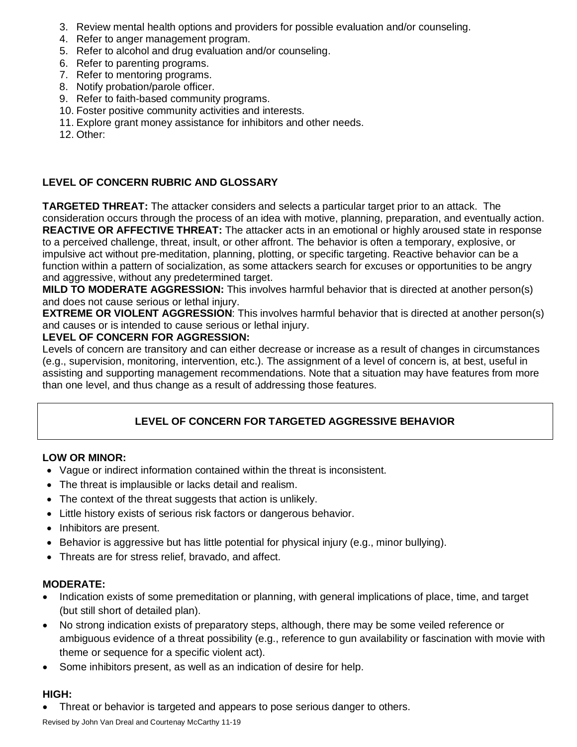3. Review mental health options and providers for possible evaluation and/or counseling.
4. Refer to anger management program.
5. Refer to alcohol and drug evaluation and/or counseling.
6. Refer to parenting programs.
7. Refer to mentoring programs.
8. Notify probation/parole officer.
9. Refer to faith-based community programs.
10. Foster positive community activities and interests.
11. Explore grant money assistance for inhibitors and other needs.
12. Other:

## LEVEL OF CONCERN RUBRIC AND GLOSSARY

**TARGETED THREAT:** The attacker considers and selects a particular target prior to an attack. The consideration occurs through the process of an idea with motive, planning, preparation, and eventually action.
**REACTIVE OR AFFECTIVE THREAT:** The attacker acts in an emotional or highly aroused state in response to a perceived challenge, threat, insult, or other affront. The behavior is often a temporary, explosive, or impulsive act without pre-meditation, planning, plotting, or specific targeting. Reactive behavior can be a function within a pattern of socialization, as some attackers search for excuses or opportunities to be angry and aggressive, without any predetermined target.
**MILD TO MODERATE AGGRESSION:** This involves harmful behavior that is directed at another person(s) and does not cause serious or lethal injury.
**EXTREME OR VIOLENT AGGRESSION**: This involves harmful behavior that is directed at another person(s) and causes or is intended to cause serious or lethal injury.
**LEVEL OF CONCERN FOR AGGRESSION:**
Levels of concern are transitory and can either decrease or increase as a result of changes in circumstances (e.g., supervision, monitoring, intervention, etc.). The assignment of a level of concern is, at best, useful in assisting and supporting management recommendations. Note that a situation may have features from more than one level, and thus change as a result of addressing those features.

## LEVEL OF CONCERN FOR TARGETED AGGRESSIVE BEHAVIOR

### LOW OR MINOR:

- Vague or indirect information contained within the threat is inconsistent.
- The threat is implausible or lacks detail and realism.
- The context of the threat suggests that action is unlikely.
- Little history exists of serious risk factors or dangerous behavior.
- Inhibitors are present.
- Behavior is aggressive but has little potential for physical injury (e.g., minor bullying).
- Threats are for stress relief, bravado, and affect.

### MODERATE:

- Indication exists of some premeditation or planning, with general implications of place, time, and target (but still short of detailed plan).
- No strong indication exists of preparatory steps, although, there may be some veiled reference or ambiguous evidence of a threat possibility (e.g., reference to gun availability or fascination with movie with theme or sequence for a specific violent act).
- Some inhibitors present, as well as an indication of desire for help.

### HIGH:

- Threat or behavior is targeted and appears to pose serious danger to others.

Revised by John Van Dreal and Courtenay McCarthy 11-19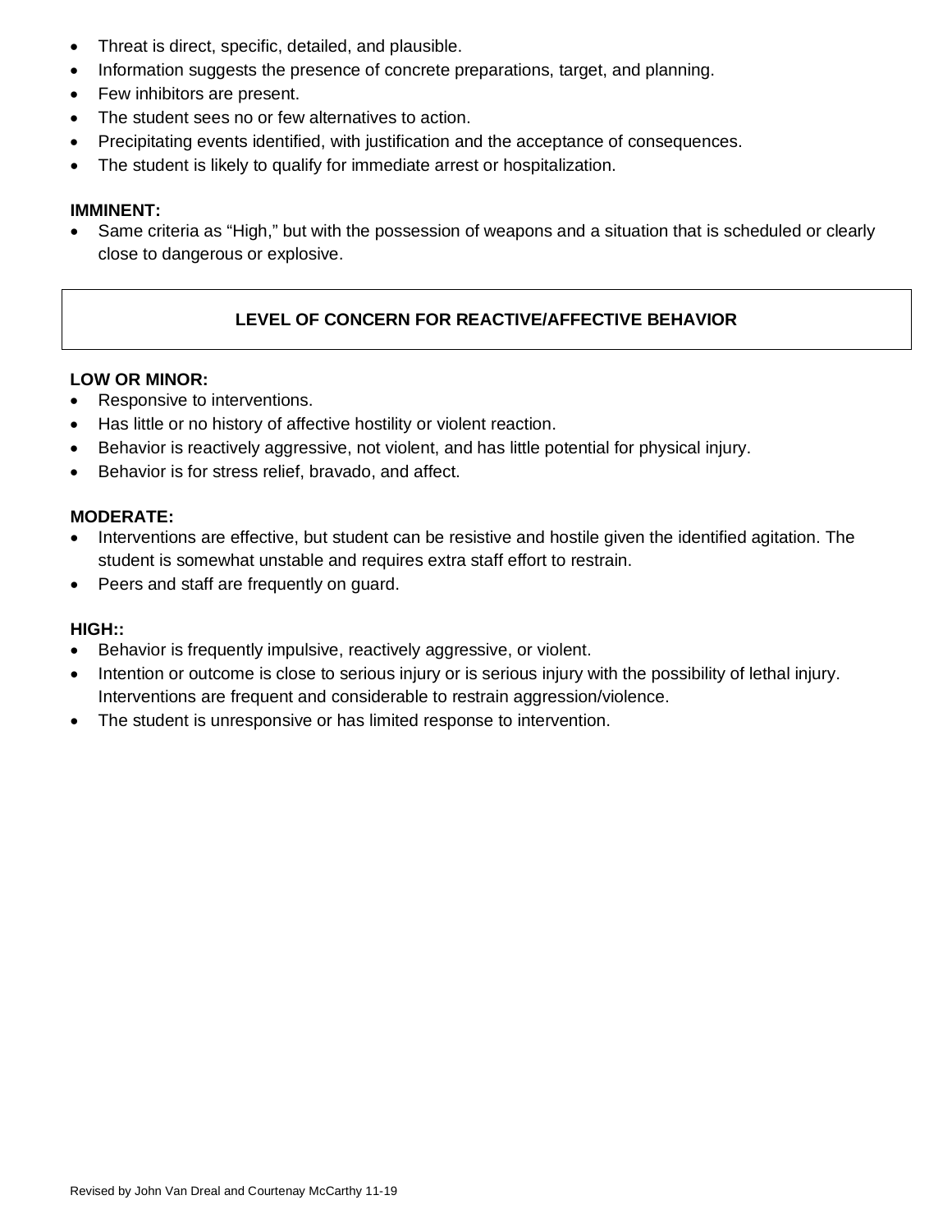- Threat is direct, specific, detailed, and plausible.
- Information suggests the presence of concrete preparations, target, and planning.
- Few inhibitors are present.
- The student sees no or few alternatives to action.
- Precipitating events identified, with justification and the acceptance of consequences.
- The student is likely to qualify for immediate arrest or hospitalization.

**IMMINENT:**

- Same criteria as "High," but with the possession of weapons and a situation that is scheduled or clearly close to dangerous or explosive.

## LEVEL OF CONCERN FOR REACTIVE/AFFECTIVE BEHAVIOR

**LOW OR MINOR:**

- Responsive to interventions.
- Has little or no history of affective hostility or violent reaction.
- Behavior is reactively aggressive, not violent, and has little potential for physical injury.
- Behavior is for stress relief, bravado, and affect.

**MODERATE:**

- Interventions are effective, but student can be resistive and hostile given the identified agitation. The student is somewhat unstable and requires extra staff effort to restrain.
- Peers and staff are frequently on guard.

**HIGH::**

- Behavior is frequently impulsive, reactively aggressive, or violent.
- Intention or outcome is close to serious injury or is serious injury with the possibility of lethal injury. Interventions are frequent and considerable to restrain aggression/violence.
- The student is unresponsive or has limited response to intervention.

Revised by John Van Dreal and Courtenay McCarthy 11-19